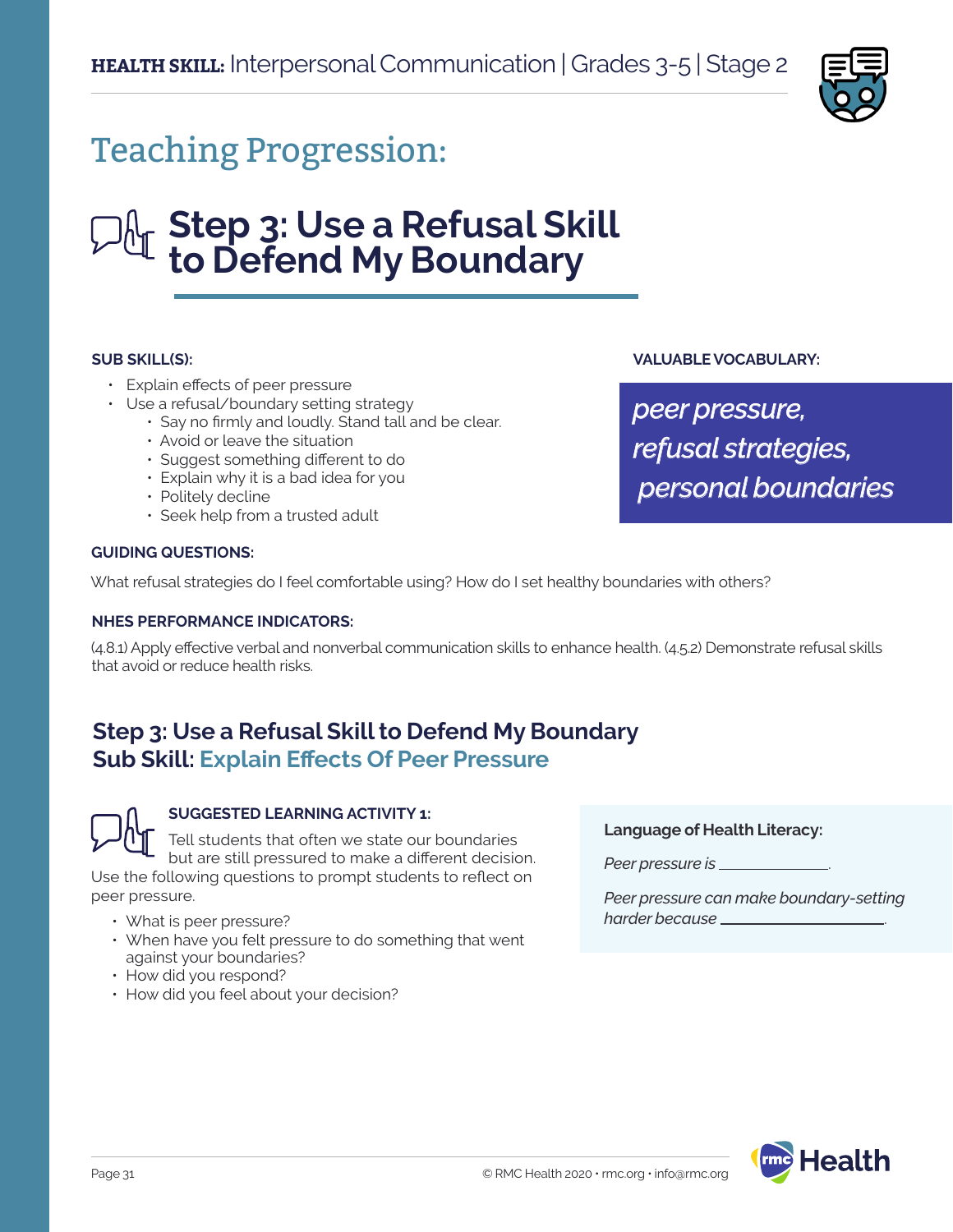**HEALTH SKILL:** Interpersonal Communication | Grades 3-5 | Stage 2

# Teaching Progression:

## Step 3: Use a Refusal Skill to Defend My Boundary

**SUB SKILL(S):**

- Explain effects of peer pressure
- Use a refusal/boundary setting strategy
  - Say no firmly and loudly. Stand tall and be clear.
  - Avoid or leave the situation
  - Suggest something different to do
  - Explain why it is a bad idea for you
  - Politely decline
  - Seek help from a trusted adult

**VALUABLE VOCABULARY:**

*peer pressure, refusal strategies, personal boundaries*

**GUIDING QUESTIONS:**

What refusal strategies do I feel comfortable using? How do I set healthy boundaries with others?

**NHES PERFORMANCE INDICATORS:**

(4.8.1) Apply effective verbal and nonverbal communication skills to enhance health. (4.5.2) Demonstrate refusal skills that avoid or reduce health risks.

### Step 3: Use a Refusal Skill to Defend My Boundary
### Sub Skill: Explain Effects Of Peer Pressure

**SUGGESTED LEARNING ACTIVITY 1:**

Tell students that often we state our boundaries but are still pressured to make a different decision. Use the following questions to prompt students to reflect on peer pressure.

- What is peer pressure?
- When have you felt pressure to do something that went against your boundaries?
- How did you respond?
- How did you feel about your decision?

**Language of Health Literacy:**

*Peer pressure is* \_\_\_\_\_\_\_\_\_\_\_\_.

*Peer pressure can make boundary-setting harder because* \_\_\_\_\_\_\_\_\_\_\_\_\_\_\_\_.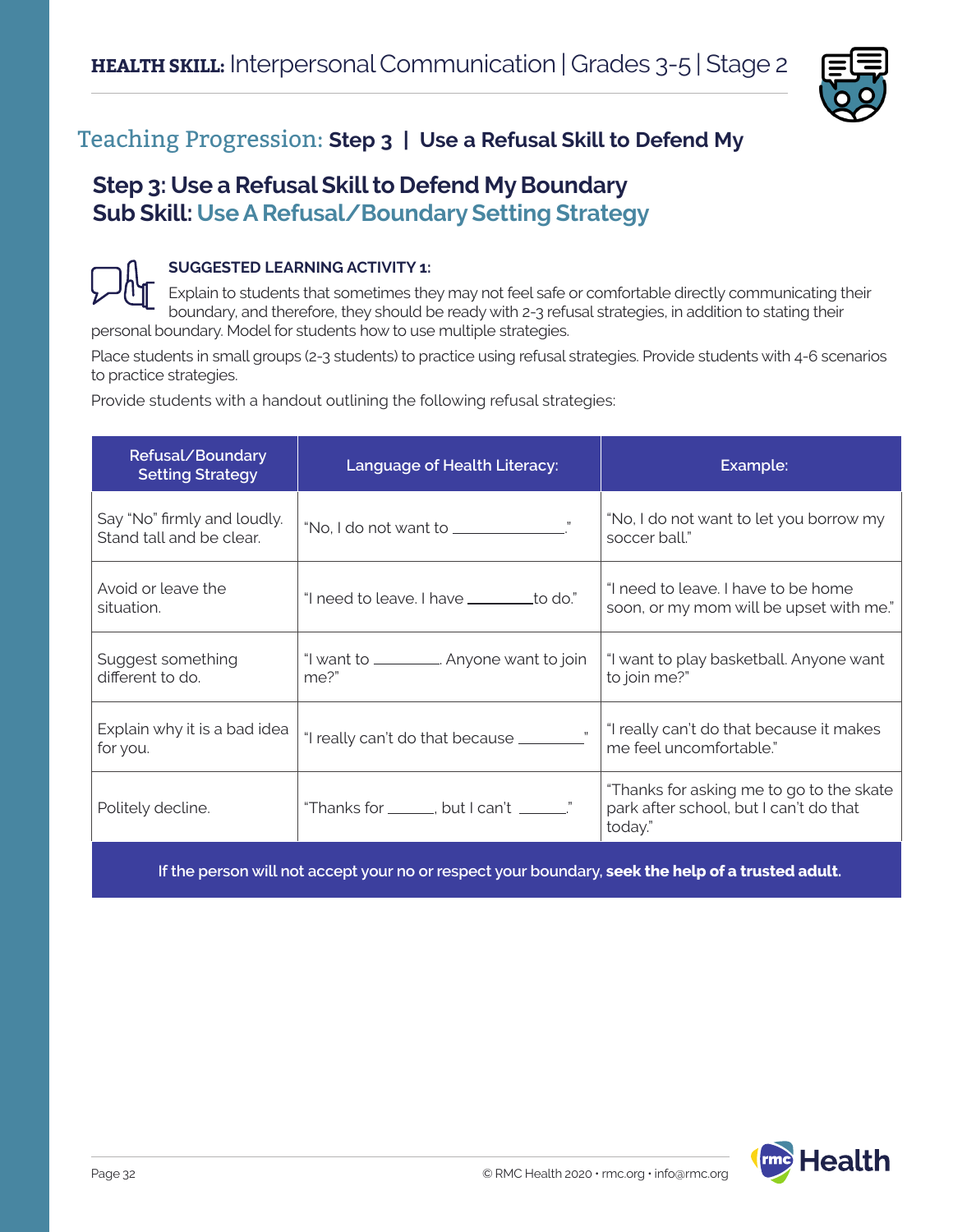## Teaching Progression: Step 3 | Use a Refusal Skill to Defend My

## Step 3: Use a Refusal Skill to Defend My Boundary
## Sub Skill: Use A Refusal/Boundary Setting Strategy

**SUGGESTED LEARNING ACTIVITY 1:**

Explain to students that sometimes they may not feel safe or comfortable directly communicating their boundary, and therefore, they should be ready with 2-3 refusal strategies, in addition to stating their personal boundary. Model for students how to use multiple strategies.

Place students in small groups (2-3 students) to practice using refusal strategies. Provide students with 4-6 scenarios to practice strategies.

Provide students with a handout outlining the following refusal strategies:

| Refusal/Boundary Setting Strategy | Language of Health Literacy: | Example: |
|---|---|---|
| Say "No" firmly and loudly. Stand tall and be clear. | "No, I do not want to ______________." | "No, I do not want to let you borrow my soccer ball." |
| Avoid or leave the situation. | "I need to leave. I have ________to do." | "I need to leave. I have to be home soon, or my mom will be upset with me." |
| Suggest something different to do. | "I want to ________. Anyone want to join me?" | "I want to play basketball. Anyone want to join me?" |
| Explain why it is a bad idea for you. | "I really can't do that because ________" | "I really can't do that because it makes me feel uncomfortable." |
| Politely decline. | "Thanks for ______, but I can't ______." | "Thanks for asking me to go to the skate park after school, but I can't do that today." |
| If the person will not accept your no or respect your boundary, **seek the help of a trusted adult.** | | |